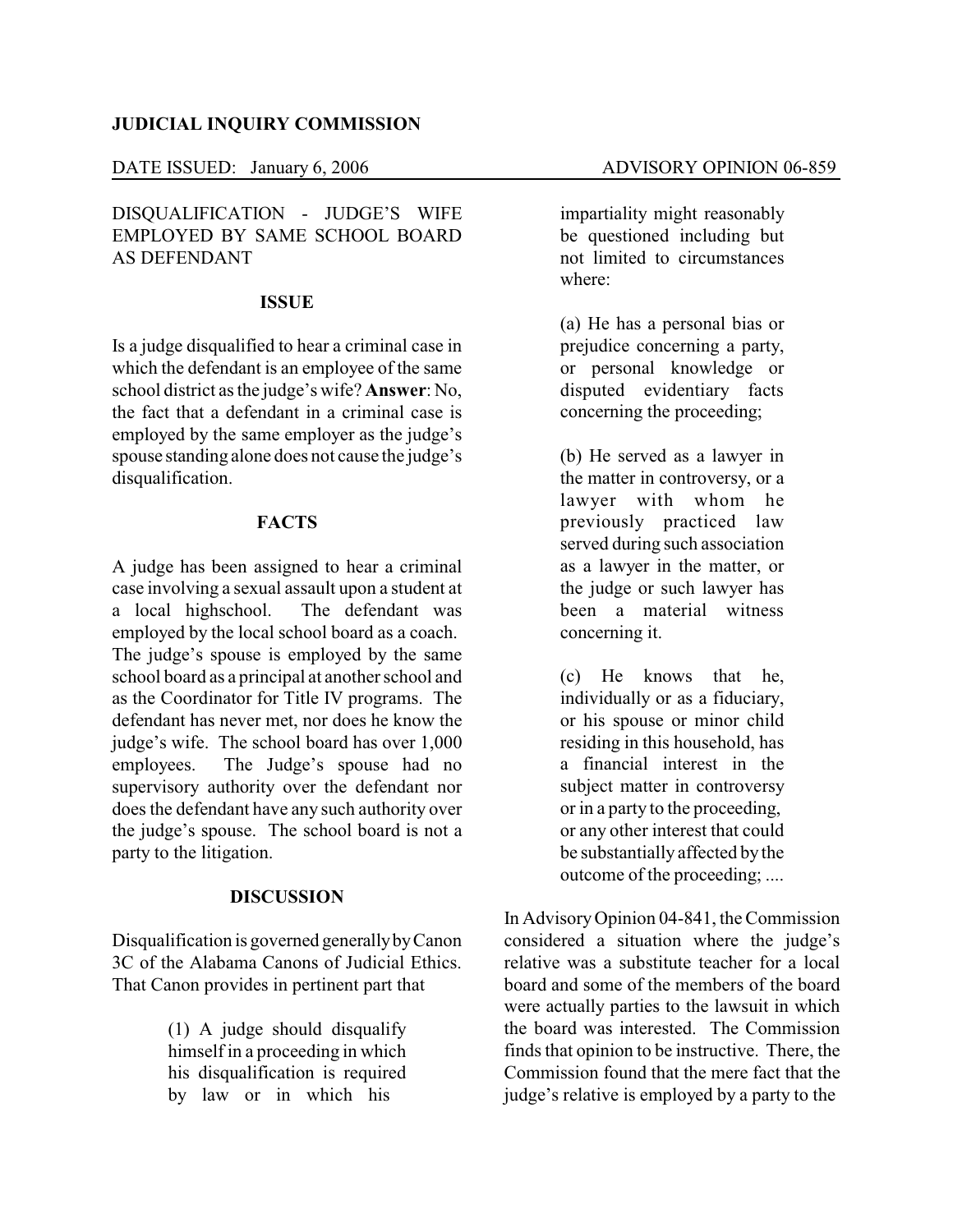**JUDICIAL INQUIRY COMMISSION**

DATE ISSUED: January 6, 2006 ADVISORY OPINION 06-859

DISQUALIFICATION - JUDGE'S WIFE EMPLOYED BY SAME SCHOOL BOARD AS DEFENDANT

## ISSUE

Is a judge disqualified to hear a criminal case in which the defendant is an employee of the same school district as the judge's wife? **Answer**: No, the fact that a defendant in a criminal case is employed by the same employer as the judge's spouse standing alone does not cause the judge's disqualification.

## FACTS

A judge has been assigned to hear a criminal case involving a sexual assault upon a student at a local highschool. The defendant was employed by the local school board as a coach. The judge's spouse is employed by the same school board as a principal at another school and as the Coordinator for Title IV programs. The defendant has never met, nor does he know the judge's wife. The school board has over 1,000 employees. The Judge's spouse had no supervisory authority over the defendant nor does the defendant have any such authority over the judge's spouse. The school board is not a party to the litigation.

## DISCUSSION

Disqualification is governed generally by Canon 3C of the Alabama Canons of Judicial Ethics. That Canon provides in pertinent part that

> (1) A judge should disqualify himself in a proceeding in which his disqualification is required by law or in which his impartiality might reasonably be questioned including but not limited to circumstances where:
>
> (a) He has a personal bias or prejudice concerning a party, or personal knowledge or disputed evidentiary facts concerning the proceeding;
>
> (b) He served as a lawyer in the matter in controversy, or a lawyer with whom he previously practiced law served during such association as a lawyer in the matter, or the judge or such lawyer has been a material witness concerning it.
>
> (c) He knows that he, individually or as a fiduciary, or his spouse or minor child residing in this household, has a financial interest in the subject matter in controversy or in a party to the proceeding, or any other interest that could be substantially affected by the outcome of the proceeding; ....

In Advisory Opinion 04-841, the Commission considered a situation where the judge's relative was a substitute teacher for a local board and some of the members of the board were actually parties to the lawsuit in which the board was interested. The Commission finds that opinion to be instructive. There, the Commission found that the mere fact that the judge's relative is employed by a party to the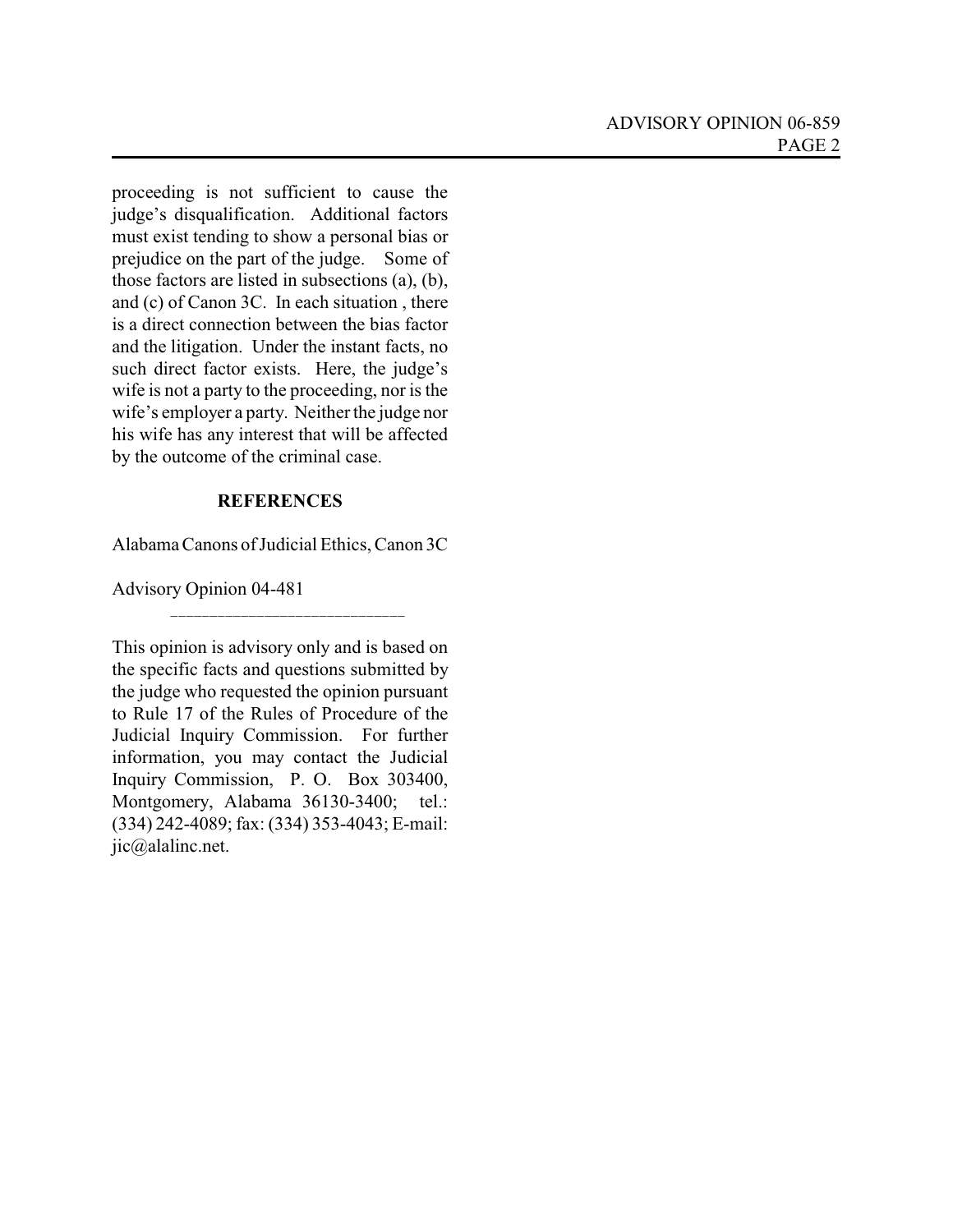proceeding is not sufficient to cause the judge's disqualification. Additional factors must exist tending to show a personal bias or prejudice on the part of the judge. Some of those factors are listed in subsections (a), (b), and (c) of Canon 3C. In each situation , there is a direct connection between the bias factor and the litigation. Under the instant facts, no such direct factor exists. Here, the judge's wife is not a party to the proceeding, nor is the wife's employer a party. Neither the judge nor his wife has any interest that will be affected by the outcome of the criminal case.

## REFERENCES

Alabama Canons of Judicial Ethics, Canon 3C

Advisory Opinion 04-481

---

This opinion is advisory only and is based on the specific facts and questions submitted by the judge who requested the opinion pursuant to Rule 17 of the Rules of Procedure of the Judicial Inquiry Commission. For further information, you may contact the Judicial Inquiry Commission, P. O. Box 303400, Montgomery, Alabama 36130-3400; tel.: (334) 242-4089; fax: (334) 353-4043; E-mail: jic@alalinc.net.